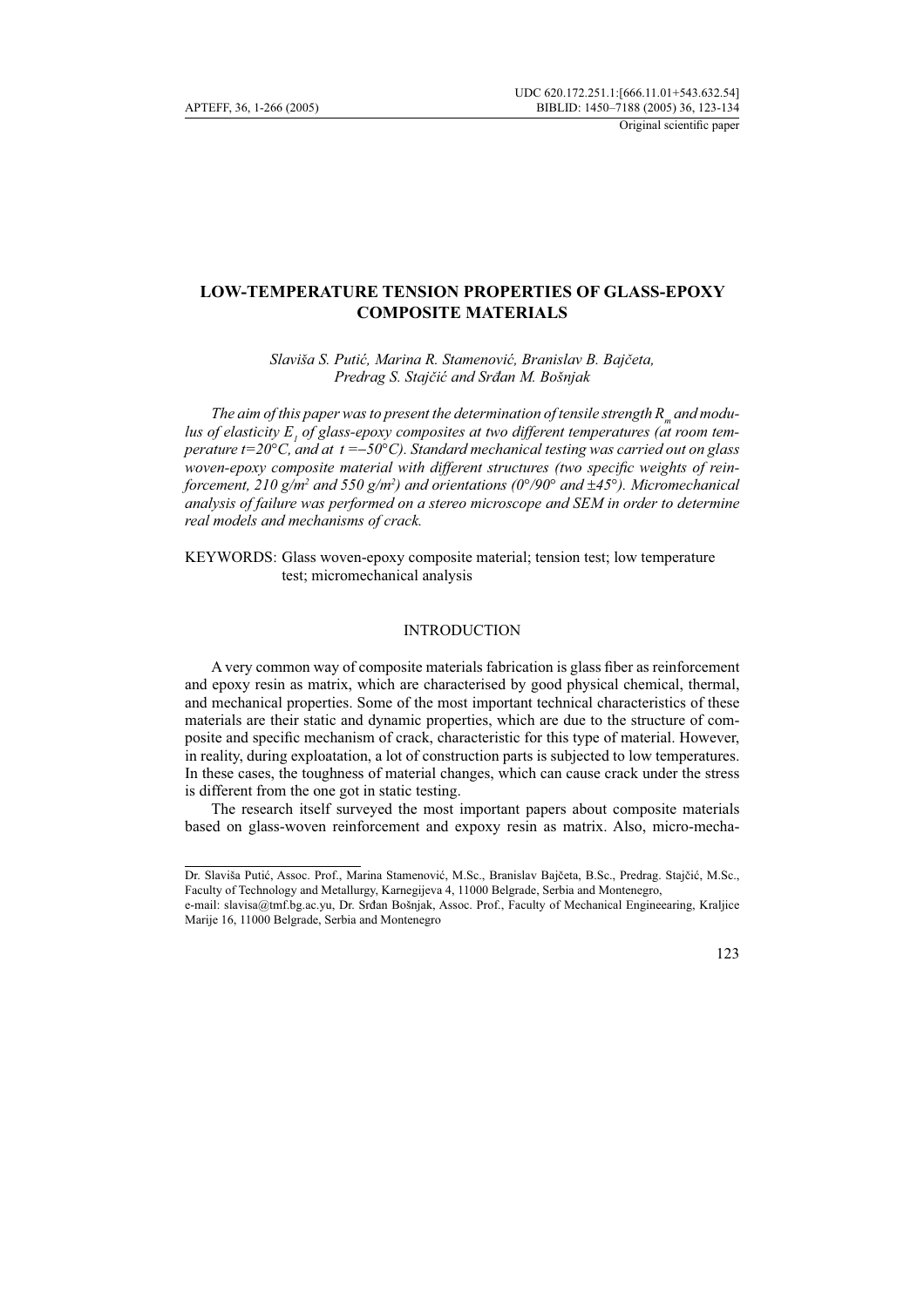UDC 620.172.251.1:[666.11.01+543.632.54]
BIBLID: 1450–7188 (2005) 36, 123-134

Original scientific paper

# LOW-TEMPERATURE TENSION PROPERTIES OF GLASS-EPOXY COMPOSITE MATERIALS

*Slaviša S. Putić, Marina R. Stamenović, Branislav B. Bajčeta, Predrag S. Stajčić and Srđan M. Bošnjak*

*The aim of this paper was to present the determination of tensile strength $R_m$ and modulus of elasticity $E_1$ of glass-epoxy composites at two different temperatures (at room temperature $t=20°C$, and at $t=-50°C$). Standard mechanical testing was carried out on glass woven-epoxy composite material with different structures (two specific weights of reinforcement, 210 g/m$^2$ and 550 g/m$^2$) and orientations (0°/90° and ±45°). Micromechanical analysis of failure was performed on a stereo microscope and SEM in order to determine real models and mechanisms of crack.*

KEYWORDS: Glass woven-epoxy composite material; tension test; low temperature test; micromechanical analysis

## INTRODUCTION

A very common way of composite materials fabrication is glass fiber as reinforcement and epoxy resin as matrix, which are characterised by good physical chemical, thermal, and mechanical properties. Some of the most important technical characteristics of these materials are their static and dynamic properties, which are due to the structure of composite and specific mechanism of crack, characteristic for this type of material. However, in reality, during exploatation, a lot of construction parts is subjected to low temperatures. In these cases, the toughness of material changes, which can cause crack under the stress is different from the one got in static testing.

The research itself surveyed the most important papers about composite materials based on glass-woven reinforcement and expoxy resin as matrix. Also, micro-mecha-

---

Dr. Slaviša Putić, Assoc. Prof., Marina Stamenović, M.Sc., Branislav Bajčeta, B.Sc., Predrag. Stajčić, M.Sc., Faculty of Technology and Metallurgy, Karnegijeva 4, 11000 Belgrade, Serbia and Montenegro,
e-mail: slavisa@tmf.bg.ac.yu, Dr. Srđan Bošnjak, Assoc. Prof., Faculty of Mechanical Engineearing, Kraljice Marije 16, 11000 Belgrade, Serbia and Montenegro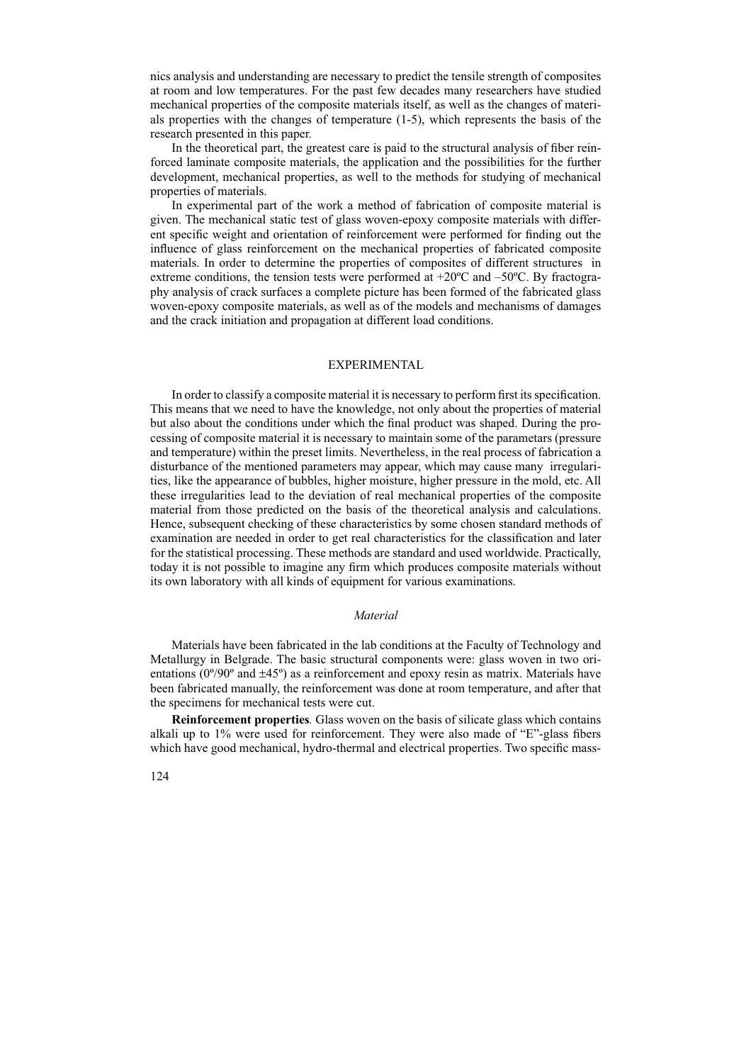nics analysis and understanding are necessary to predict the tensile strength of composites at room and low temperatures. For the past few decades many researchers have studied mechanical properties of the composite materials itself, as well as the changes of materials properties with the changes of temperature (1-5), which represents the basis of the research presented in this paper.

In the theoretical part, the greatest care is paid to the structural analysis of fiber reinforced laminate composite materials, the application and the possibilities for the further development, mechanical properties, as well to the methods for studying of mechanical properties of materials.

In experimental part of the work a method of fabrication of composite material is given. The mechanical static test of glass woven-epoxy composite materials with different specific weight and orientation of reinforcement were performed for finding out the influence of glass reinforcement on the mechanical properties of fabricated composite materials. In order to determine the properties of composites of different structures in extreme conditions, the tension tests were performed at +20ºC and –50ºC. By fractography analysis of crack surfaces a complete picture has been formed of the fabricated glass woven-epoxy composite materials, as well as of the models and mechanisms of damages and the crack initiation and propagation at different load conditions.

## EXPERIMENTAL

In order to classify a composite material it is necessary to perform first its specification. This means that we need to have the knowledge, not only about the properties of material but also about the conditions under which the final product was shaped. During the processing of composite material it is necessary to maintain some of the parametars (pressure and temperature) within the preset limits. Nevertheless, in the real process of fabrication a disturbance of the mentioned parameters may appear, which may cause many irregularities, like the appearance of bubbles, higher moisture, higher pressure in the mold, etc. All these irregularities lead to the deviation of real mechanical properties of the composite material from those predicted on the basis of the theoretical analysis and calculations. Hence, subsequent checking of these characteristics by some chosen standard methods of examination are needed in order to get real characteristics for the classification and later for the statistical processing. These methods are standard and used worldwide. Practically, today it is not possible to imagine any firm which produces composite materials without its own laboratory with all kinds of equipment for various examinations.

### *Material*

Materials have been fabricated in the lab conditions at the Faculty of Technology and Metallurgy in Belgrade. The basic structural components were: glass woven in two orientations (0º/90º and ±45º) as a reinforcement and epoxy resin as matrix. Materials have been fabricated manually, the reinforcement was done at room temperature, and after that the specimens for mechanical tests were cut.

**Reinforcement properties**. Glass woven on the basis of silicate glass which contains alkali up to 1% were used for reinforcement. They were also made of "E"-glass fibers which have good mechanical, hydro-thermal and electrical properties. Two specific mass-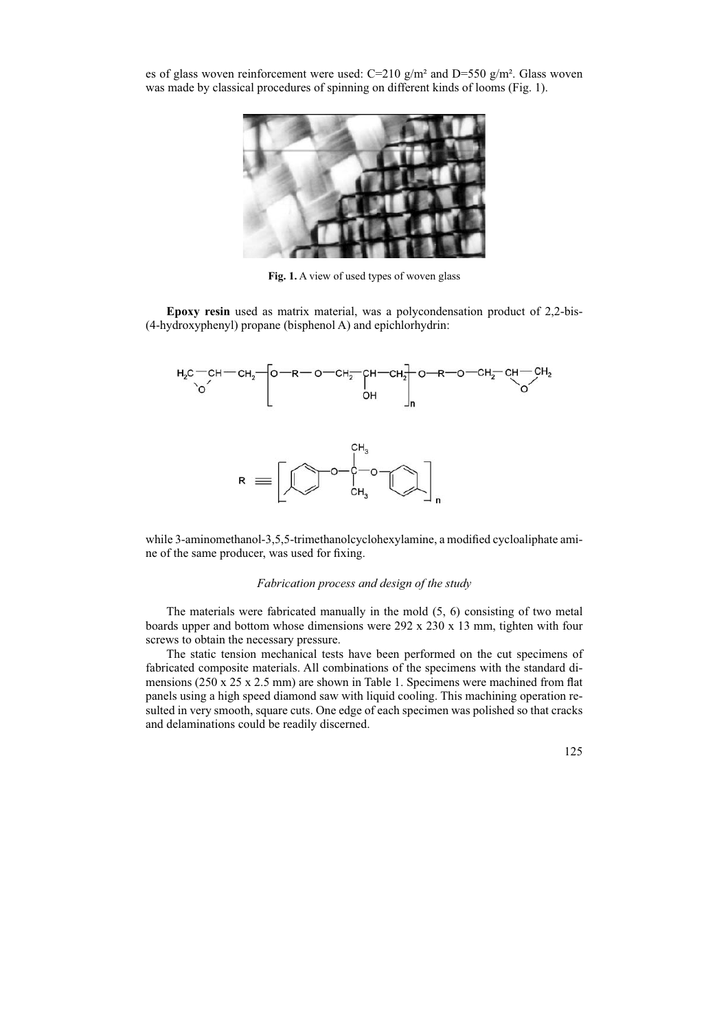es of glass woven reinforcement were used: C=210 g/m² and D=550 g/m². Glass woven was made by classical procedures of spinning on different kinds of looms (Fig. 1).

**Fig. 1.** A view of used types of woven glass

**Epoxy resin** used as matrix material, was a polycondensation product of 2,2-bis-(4-hydroxyphenyl) propane (bisphenol A) and epichlorhydrin:

$$H_2C\overset{O}{—}CH—CH_2—\left[O—R—O—CH_2—\underset{OH}{CH}—CH_2\right]_n—O—R—O—CH_2—CH\overset{O}{—}CH_2$$

$$R \equiv \left[ C_6H_4—O—\underset{CH_3}{\overset{CH_3}{C}}—O—C_6H_4 \right]_n$$

while 3-aminomethanol-3,5,5-trimethanolcyclohexylamine, a modified cycloaliphate amine of the same producer, was used for fixing.

*Fabrication process and design of the study*

The materials were fabricated manually in the mold (5, 6) consisting of two metal boards upper and bottom whose dimensions were 292 x 230 x 13 mm, tighten with four screws to obtain the necessary pressure.

The static tension mechanical tests have been performed on the cut specimens of fabricated composite materials. All combinations of the specimens with the standard dimensions (250 x 25 x 2.5 mm) are shown in Table 1. Specimens were machined from flat panels using a high speed diamond saw with liquid cooling. This machining operation resulted in very smooth, square cuts. One edge of each specimen was polished so that cracks and delaminations could be readily discerned.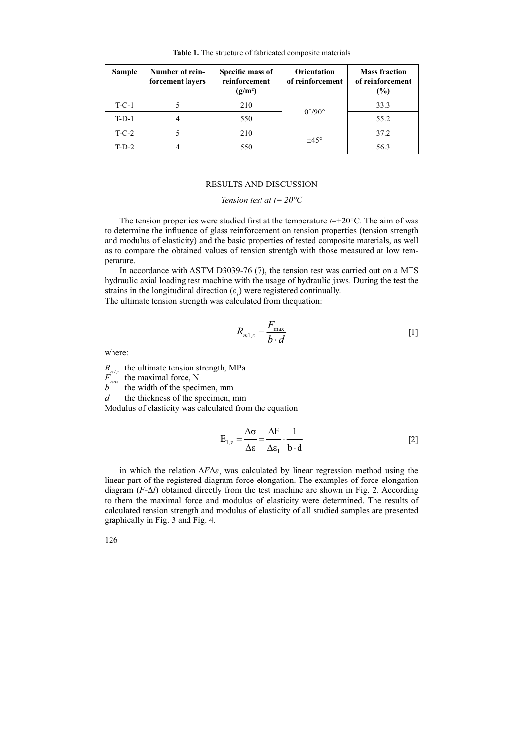**Table 1.** The structure of fabricated composite materials

| Sample | Number of reinforcement layers | Specific mass of reinforcement (g/m²) | Orientation of reinforcement | Mass fraction of reinforcement (%) |
|---|---|---|---|---|
| T-C-1 | 5 | 210 | 0°/90° | 33.3 |
| T-D-1 | 4 | 550 | | 55.2 |
| T-C-2 | 5 | 210 | ±45° | 37.2 |
| T-D-2 | 4 | 550 | | 56.3 |

## RESULTS AND DISCUSSION

### *Tension test at t= 20°C*

The tension properties were studied first at the temperature $t$=+20°C. The aim of was to determine the influence of glass reinforcement on tension properties (tension strength and modulus of elasticity) and the basic properties of tested composite materials, as well as to compare the obtained values of tension strentgh with those measured at low temperature.

In accordance with ASTM D3039-76 (7), the tension test was carried out on a MTS hydraulic axial loading test machine with the usage of hydraulic jaws. During the test the strains in the longitudinal direction ($\varepsilon_1$) were registered continually.
The ultimate tension strength was calculated from thequation:

$$R_{m1,z} = \frac{F_{\max}}{b \cdot d} \qquad [1]$$

where:

$R_{m1,z}$ the ultimate tension strength, MPa
$F_{max}$ the maximal force, N
$b$ the width of the specimen, mm
$d$ the thickness of the specimen, mm

Modulus of elasticity was calculated from the equation:

$$E_{1,z} = \frac{\Delta\sigma}{\Delta\varepsilon} = \frac{\Delta F}{\Delta\varepsilon_1} \cdot \frac{1}{b \cdot d} \qquad [2]$$

in which the relation $\Delta F \Delta\varepsilon_1$ was calculated by linear regression method using the linear part of the registered diagram force-elongation. The examples of force-elongation diagram ($F$-$\Delta l$) obtained directly from the test machine are shown in Fig. 2. According to them the maximal force and modulus of elasticity were determined. The results of calculated tension strength and modulus of elasticity of all studied samples are presented graphically in Fig. 3 and Fig. 4.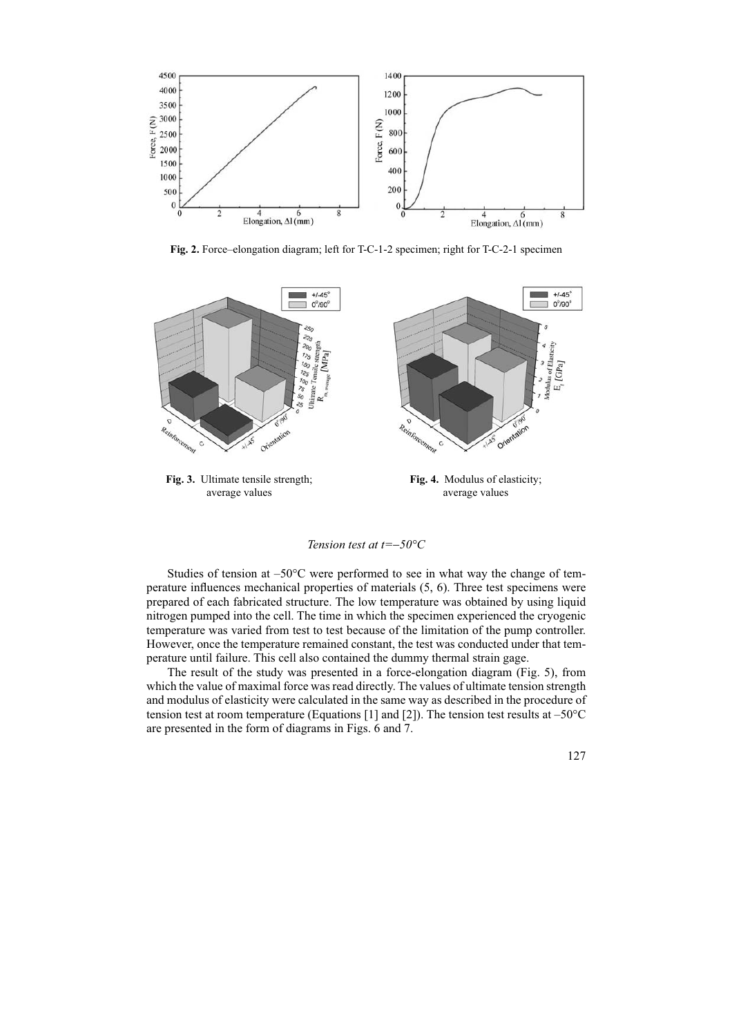**Fig. 2.** Force–elongation diagram; left for T-C-1-2 specimen; right for T-C-2-1 specimen

**Fig. 3.** Ultimate tensile strength; average values

**Fig. 4.** Modulus of elasticity; average values

*Tension test at t=−50°C*

Studies of tension at –50°C were performed to see in what way the change of temperature influences mechanical properties of materials (5, 6). Three test specimens were prepared of each fabricated structure. The low temperature was obtained by using liquid nitrogen pumped into the cell. The time in which the specimen experienced the cryogenic temperature was varied from test to test because of the limitation of the pump controller. However, once the temperature remained constant, the test was conducted under that temperature until failure. This cell also contained the dummy thermal strain gage.

The result of the study was presented in a force-elongation diagram (Fig. 5), from which the value of maximal force was read directly. The values of ultimate tension strength and modulus of elasticity were calculated in the same way as described in the procedure of tension test at room temperature (Equations [1] and [2]). The tension test results at –50°C are presented in the form of diagrams in Figs. 6 and 7.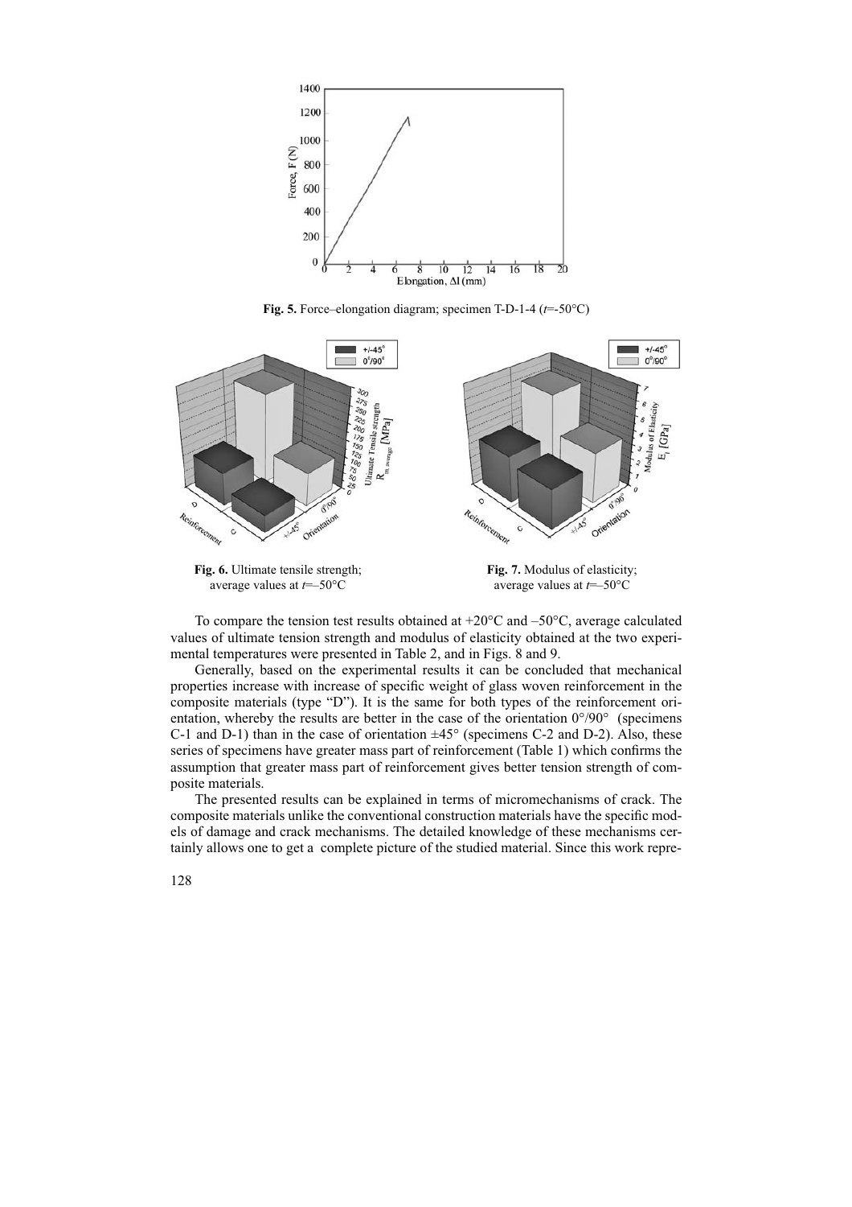**Fig. 5.** Force–elongation diagram; specimen T-D-1-4 ($t$=-50°C)

**Fig. 6.** Ultimate tensile strength; average values at $t$=–50°C

**Fig. 7.** Modulus of elasticity; average values at $t$=–50°C

To compare the tension test results obtained at +20°C and –50°C, average calculated values of ultimate tension strength and modulus of elasticity obtained at the two experimental temperatures were presented in Table 2, and in Figs. 8 and 9.

Generally, based on the experimental results it can be concluded that mechanical properties increase with increase of specific weight of glass woven reinforcement in the composite materials (type "D"). It is the same for both types of the reinforcement orientation, whereby the results are better in the case of the orientation 0°/90° (specimens C-1 and D-1) than in the case of orientation ±45° (specimens C-2 and D-2). Also, these series of specimens have greater mass part of reinforcement (Table 1) which confirms the assumption that greater mass part of reinforcement gives better tension strength of composite materials.

The presented results can be explained in terms of micromechanisms of crack. The composite materials unlike the conventional construction materials have the specific models of damage and crack mechanisms. The detailed knowledge of these mechanisms certainly allows one to get a complete picture of the studied material. Since this work repre-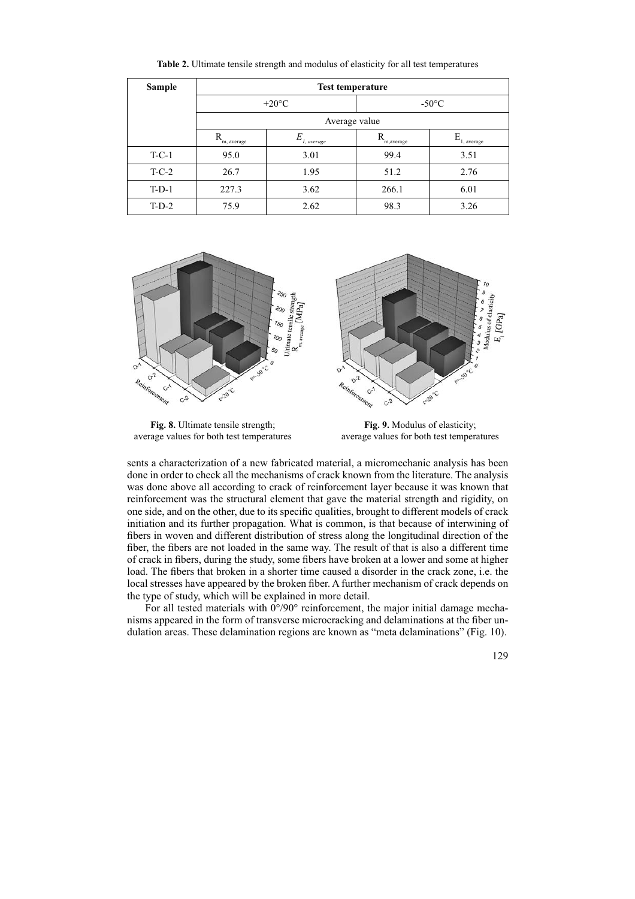**Table 2.** Ultimate tensile strength and modulus of elasticity for all test temperatures

| Sample | Test temperature | | | |
|---|---|---|---|---|
| | +20°C | | -50°C | |
| | Average value | | | |
| | $R_{m, average}$ | $E_{1, average}$ | $R_{m,average}$ | $E_{1, average}$ |
| T-C-1 | 95.0 | 3.01 | 99.4 | 3.51 |
| T-C-2 | 26.7 | 1.95 | 51.2 | 2.76 |
| T-D-1 | 227.3 | 3.62 | 266.1 | 6.01 |
| T-D-2 | 75.9 | 2.62 | 98.3 | 3.26 |

**Fig. 8.** Ultimate tensile strength; average values for both test temperatures

**Fig. 9.** Modulus of elasticity; average values for both test temperatures

sents a characterization of a new fabricated material, a micromechanic analysis has been done in order to check all the mechanisms of crack known from the literature. The analysis was done above all according to crack of reinforcement layer because it was known that reinforcement was the structural element that gave the material strength and rigidity, on one side, and on the other, due to its specific qualities, brought to different models of crack initiation and its further propagation. What is common, is that because of interwining of fibers in woven and different distribution of stress along the longitudinal direction of the fiber, the fibers are not loaded in the same way. The result of that is also a different time of crack in fibers, during the study, some fibers have broken at a lower and some at higher load. The fibers that broken in a shorter time caused a disorder in the crack zone, i.e. the local stresses have appeared by the broken fiber. A further mechanism of crack depends on the type of study, which will be explained in more detail.

For all tested materials with 0°/90° reinforcement, the major initial damage mechanisms appeared in the form of transverse microcracking and delaminations at the fiber undulation areas. These delamination regions are known as "meta delaminations" (Fig. 10).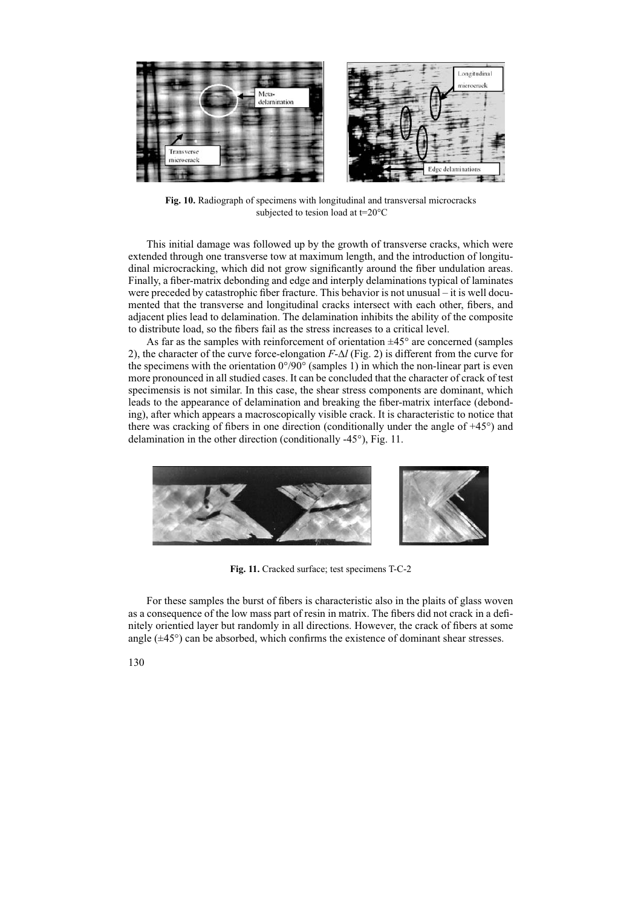**Fig. 10.** Radiograph of specimens with longitudinal and transversal microcracks subjected to tesion load at t=20°C

This initial damage was followed up by the growth of transverse cracks, which were extended through one transverse tow at maximum length, and the introduction of longitudinal microcracking, which did not grow significantly around the fiber undulation areas. Finally, a fiber-matrix debonding and edge and interply delaminations typical of laminates were preceded by catastrophic fiber fracture. This behavior is not unusual – it is well documented that the transverse and longitudinal cracks intersect with each other, fibers, and adjacent plies lead to delamination. The delamination inhibits the ability of the composite to distribute load, so the fibers fail as the stress increases to a critical level.

As far as the samples with reinforcement of orientation ±45° are concerned (samples 2), the character of the curve force-elongation $F$-$\Delta l$ (Fig. 2) is different from the curve for the specimens with the orientation 0°/90° (samples 1) in which the non-linear part is even more pronounced in all studied cases. It can be concluded that the character of crack of test specimensis is not similar. In this case, the shear stress components are dominant, which leads to the appearance of delamination and breaking the fiber-matrix interface (debonding), after which appears a macroscopically visible crack. It is characteristic to notice that there was cracking of fibers in one direction (conditionally under the angle of +45°) and delamination in the other direction (conditionally -45°), Fig. 11.

**Fig. 11.** Cracked surface; test specimens T-C-2

For these samples the burst of fibers is characteristic also in the plaits of glass woven as a consequence of the low mass part of resin in matrix. The fibers did not crack in a definitely orientied layer but randomly in all directions. However, the crack of fibers at some angle (±45°) can be absorbed, which confirms the existence of dominant shear stresses.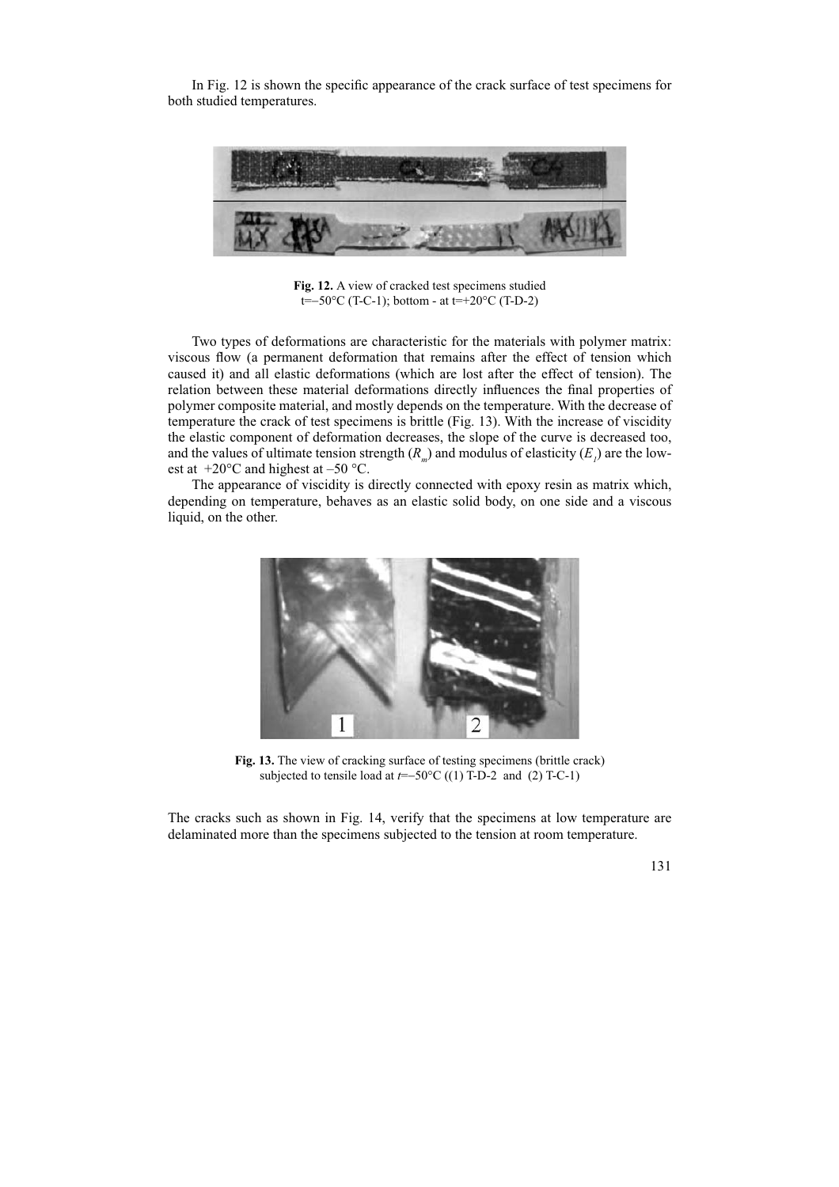In Fig. 12 is shown the specific appearance of the crack surface of test specimens for both studied temperatures.

**Fig. 12.** A view of cracked test specimens studied t=−50°C (T-C-1); bottom - at t=+20°C (T-D-2)

Two types of deformations are characteristic for the materials with polymer matrix: viscous flow (a permanent deformation that remains after the effect of tension which caused it) and all elastic deformations (which are lost after the effect of tension). The relation between these material deformations directly influences the final properties of polymer composite material, and mostly depends on the temperature. With the decrease of temperature the crack of test specimens is brittle (Fig. 13). With the increase of viscidity the elastic component of deformation decreases, the slope of the curve is decreased too, and the values of ultimate tension strength ($R_m$) and modulus of elasticity ($E_1$) are the lowest at +20°C and highest at –50 °C.

The appearance of viscidity is directly connected with epoxy resin as matrix which, depending on temperature, behaves as an elastic solid body, on one side and a viscous liquid, on the other.

**Fig. 13.** The view of cracking surface of testing specimens (brittle crack) subjected to tensile load at $t$=−50°C ((1) T-D-2 and (2) T-C-1)

The cracks such as shown in Fig. 14, verify that the specimens at low temperature are delaminated more than the specimens subjected to the tension at room temperature.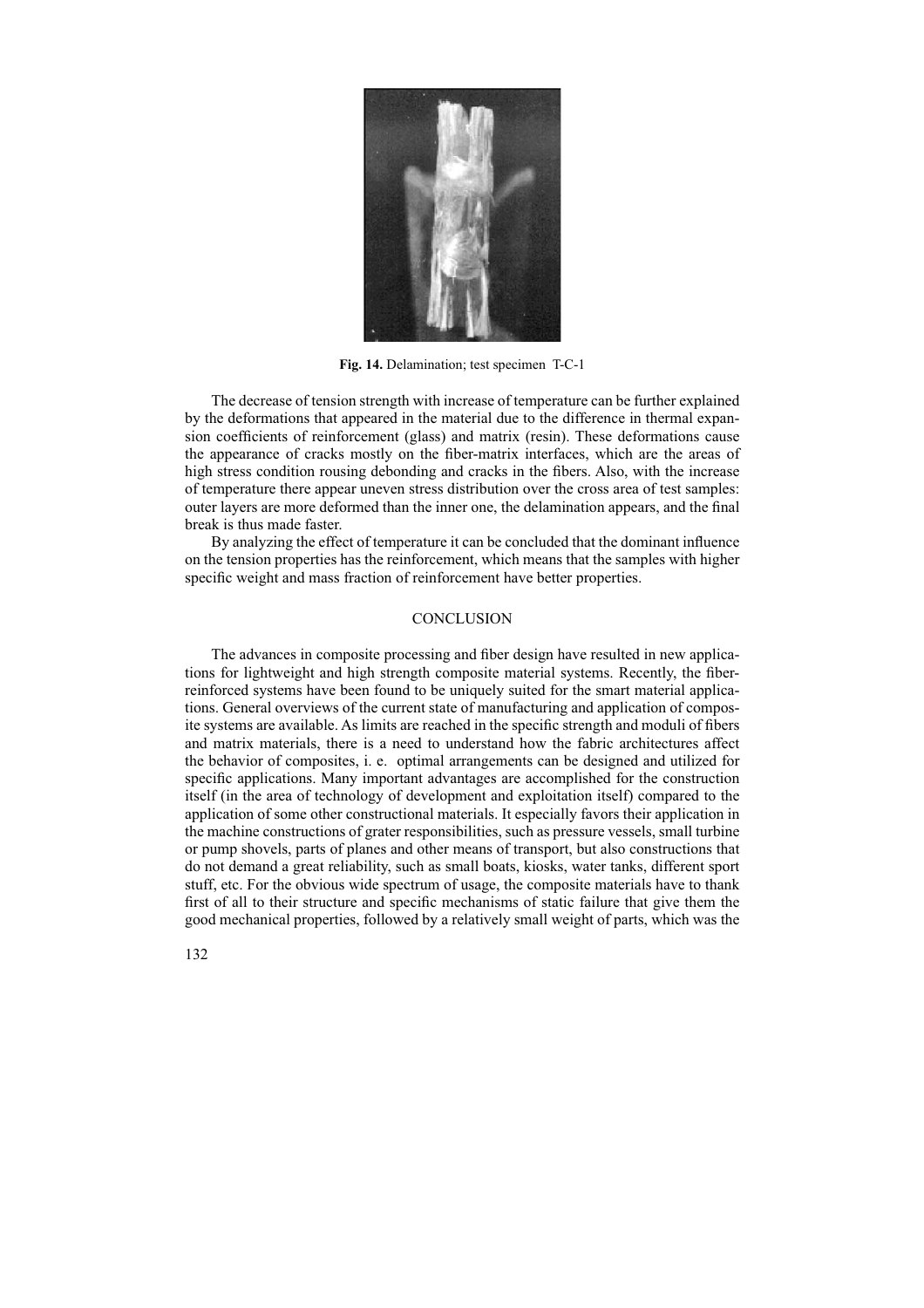**Fig. 14.** Delamination; test specimen T-C-1

The decrease of tension strength with increase of temperature can be further explained by the deformations that appeared in the material due to the difference in thermal expansion coefficients of reinforcement (glass) and matrix (resin). These deformations cause the appearance of cracks mostly on the fiber-matrix interfaces, which are the areas of high stress condition rousing debonding and cracks in the fibers. Also, with the increase of temperature there appear uneven stress distribution over the cross area of test samples: outer layers are more deformed than the inner one, the delamination appears, and the final break is thus made faster.

By analyzing the effect of temperature it can be concluded that the dominant influence on the tension properties has the reinforcement, which means that the samples with higher specific weight and mass fraction of reinforcement have better properties.

## CONCLUSION

The advances in composite processing and fiber design have resulted in new applications for lightweight and high strength composite material systems. Recently, the fiber-reinforced systems have been found to be uniquely suited for the smart material applications. General overviews of the current state of manufacturing and application of composite systems are available. As limits are reached in the specific strength and moduli of fibers and matrix materials, there is a need to understand how the fabric architectures affect the behavior of composites, i. e. optimal arrangements can be designed and utilized for specific applications. Many important advantages are accomplished for the construction itself (in the area of technology of development and exploitation itself) compared to the application of some other constructional materials. It especially favors their application in the machine constructions of grater responsibilities, such as pressure vessels, small turbine or pump shovels, parts of planes and other means of transport, but also constructions that do not demand a great reliability, such as small boats, kiosks, water tanks, different sport stuff, etc. For the obvious wide spectrum of usage, the composite materials have to thank first of all to their structure and specific mechanisms of static failure that give them the good mechanical properties, followed by a relatively small weight of parts, which was the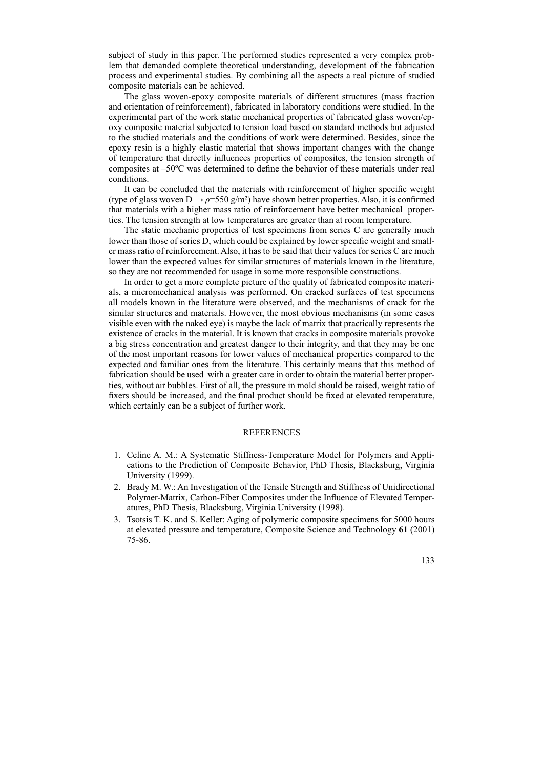subject of study in this paper. The performed studies represented a very complex problem that demanded complete theoretical understanding, development of the fabrication process and experimental studies. By combining all the aspects a real picture of studied composite materials can be achieved.

The glass woven-epoxy composite materials of different structures (mass fraction and orientation of reinforcement), fabricated in laboratory conditions were studied. In the experimental part of the work static mechanical properties of fabricated glass woven/epoxy composite material subjected to tension load based on standard methods but adjusted to the studied materials and the conditions of work were determined. Besides, since the epoxy resin is a highly elastic material that shows important changes with the change of temperature that directly influences properties of composites, the tension strength of composites at –50ºC was determined to define the behavior of these materials under real conditions.

It can be concluded that the materials with reinforcement of higher specific weight (type of glass woven D $\rightarrow \rho$=550 g/m²) have shown better properties. Also, it is confirmed that materials with a higher mass ratio of reinforcement have better mechanical properties. The tension strength at low temperatures are greater than at room temperature.

The static mechanic properties of test specimens from series C are generally much lower than those of series D, which could be explained by lower specific weight and smaller mass ratio of reinforcement. Also, it has to be said that their values for series C are much lower than the expected values for similar structures of materials known in the literature, so they are not recommended for usage in some more responsible constructions.

In order to get a more complete picture of the quality of fabricated composite materials, a micromechanical analysis was performed. On cracked surfaces of test specimens all models known in the literature were observed, and the mechanisms of crack for the similar structures and materials. However, the most obvious mechanisms (in some cases visible even with the naked eye) is maybe the lack of matrix that practically represents the existence of cracks in the material. It is known that cracks in composite materials provoke a big stress concentration and greatest danger to their integrity, and that they may be one of the most important reasons for lower values of mechanical properties compared to the expected and familiar ones from the literature. This certainly means that this method of fabrication should be used with a greater care in order to obtain the material better properties, without air bubbles. First of all, the pressure in mold should be raised, weight ratio of fixers should be increased, and the final product should be fixed at elevated temperature, which certainly can be a subject of further work.

## REFERENCES

1. Celine A. M.: A Systematic Stiffness-Temperature Model for Polymers and Applications to the Prediction of Composite Behavior, PhD Thesis, Blacksburg, Virginia University (1999).
2. Brady M. W.: An Investigation of the Tensile Strength and Stiffness of Unidirectional Polymer-Matrix, Carbon-Fiber Composites under the Influence of Elevated Temperatures, PhD Thesis, Blacksburg, Virginia University (1998).
3. Tsotsis T. K. and S. Keller: Aging of polymeric composite specimens for 5000 hours at elevated pressure and temperature, Composite Science and Technology **61** (2001) 75-86.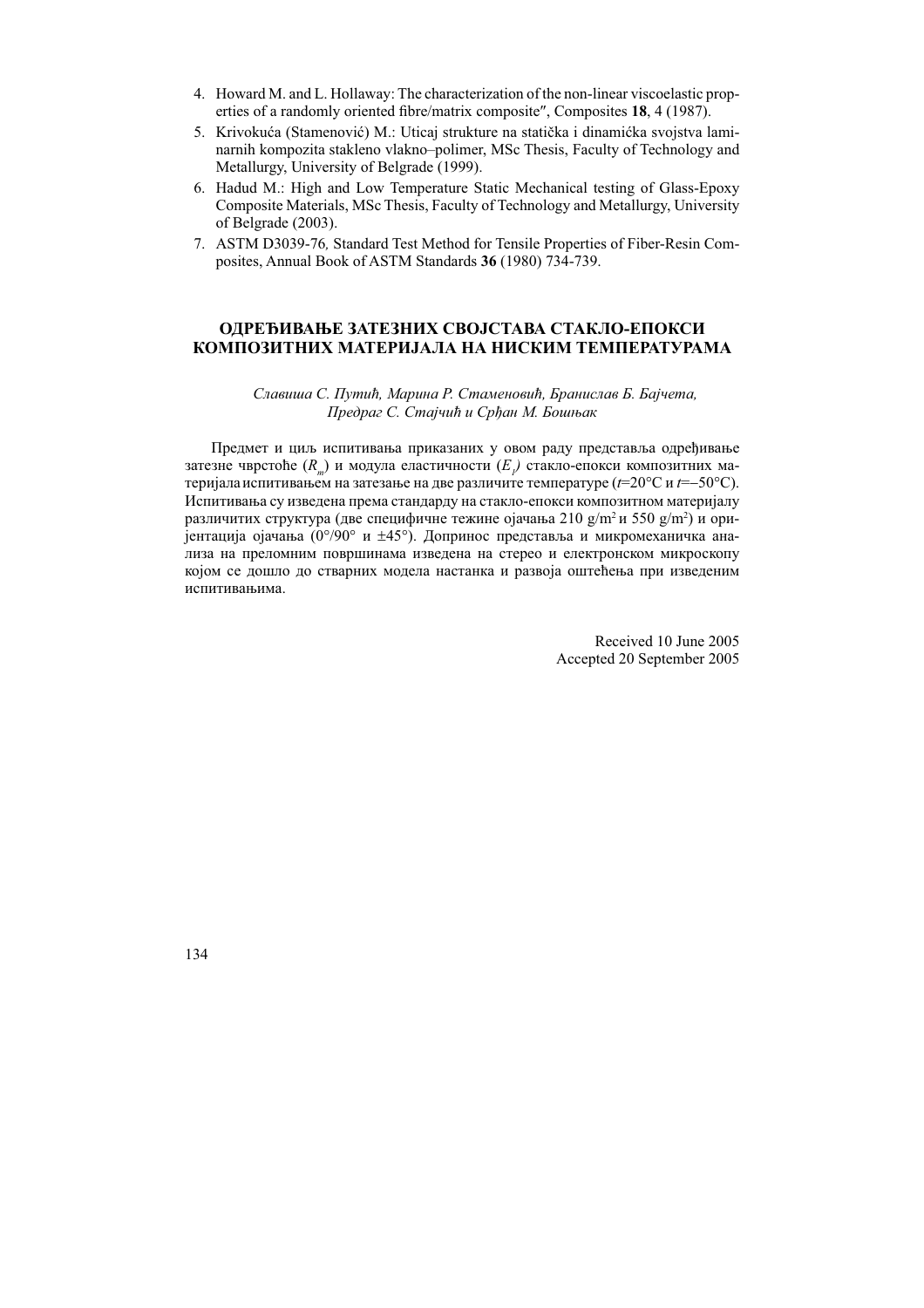4. Howard M. and L. Hollaway: The characterization of the non-linear viscoelastic properties of a randomly oriented fibre/matrix composite", Composites **18**, 4 (1987).
5. Krivokuća (Stamenović) M.: Uticaj strukture na statička i dinamićka svojstva laminarnih kompozita stakleno vlakno–polimer, MSc Thesis, Faculty of Technology and Metallurgy, University of Belgrade (1999).
6. Hadud M.: High and Low Temperature Static Mechanical testing of Glass-Epoxy Composite Materials, MSc Thesis, Faculty of Technology and Metallurgy, University of Belgrade (2003).
7. ASTM D3039-76*,* Standard Test Method for Tensile Properties of Fiber-Resin Composites, Annual Book of ASTM Standards **36** (1980) 734-739.

## ОДРЕЂИВАЊЕ ЗАТЕЗНИХ СВОЈСТАВА СТАКЛО-ЕПОКСИ КОМПОЗИТНИХ МАТЕРИЈАЛА НА НИСКИМ ТЕМПЕРАТУРАМА

*Славиша С. Путић, Марина Р. Стаменовић, Бранислав Б. Бајчета, Предраг С. Стајчић и Срђан М. Бошњак*

Предмет и циљ испитивања приказаних у овом раду представља одређивање затезне чврстоће ($R_m$) и модула еластичности ($E_l$) стакло-епокси композитних материјала испитивањем на затезање на две различите температуре ($t$=20°C и $t$=–50°C). Испитивања су изведена према стандарду на стакло-епокси композитном материјалу различитих структура (две специфичне тежине ојачања 210 g/m$^2$ и 550 g/m$^2$) и оријентација ојачања (0°/90° и ±45°). Допринос представља и микромеханичка анализа на преломним површинама изведена на стерео и електронском микроскопу којом се дошло до стварних модела настанка и развоја оштећења при изведеним испитивањима.

Received 10 June 2005
Accepted 20 September 2005